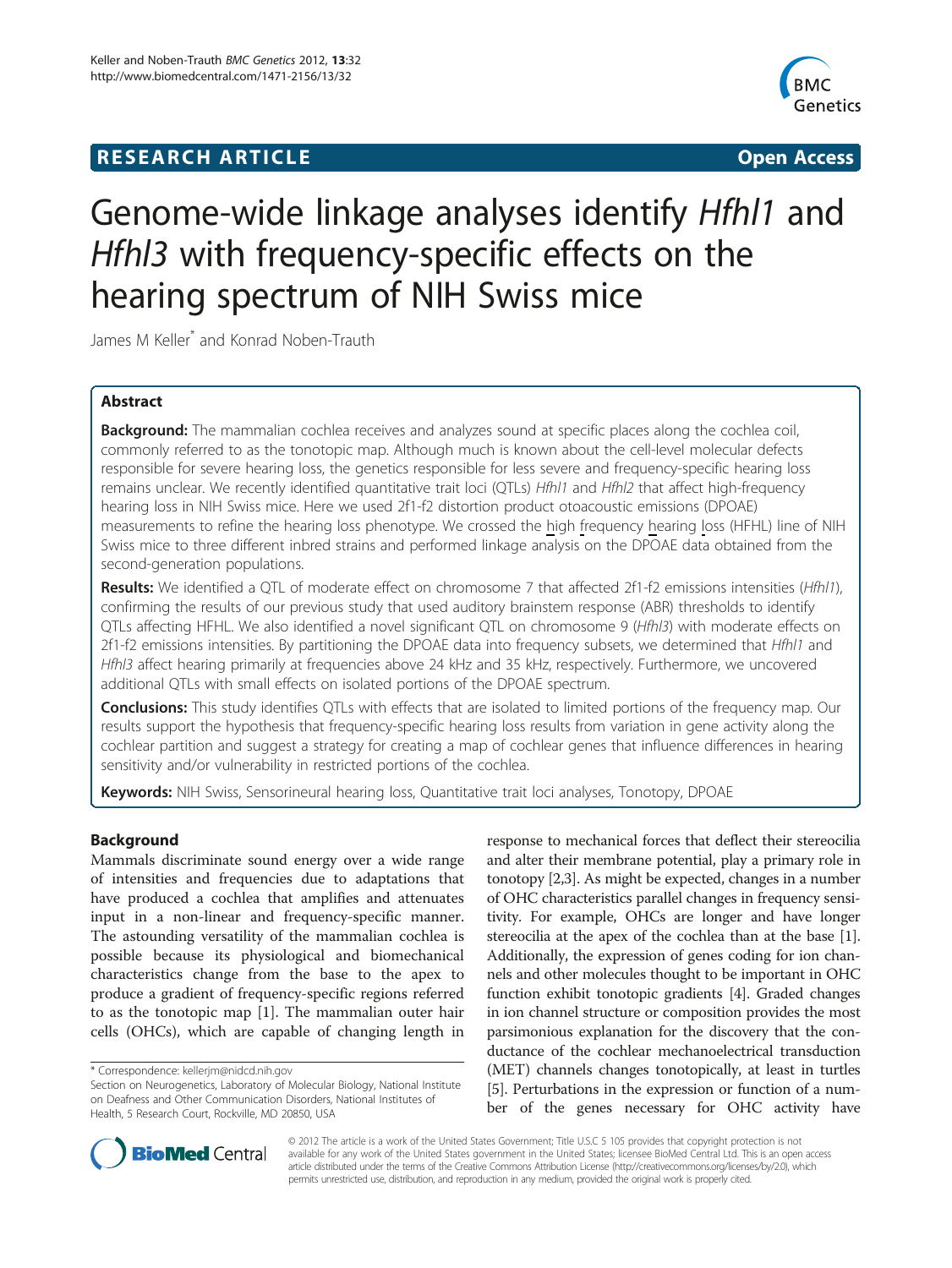# RESEARCH ARTICLE

**Open Access**

# Genome-wide linkage analyses identify *Hfhl1* and *Hfhl3* with frequency-specific effects on the hearing spectrum of NIH Swiss mice

James M Keller* and Konrad Noben-Trauth

## Abstract

**Background:** The mammalian cochlea receives and analyzes sound at specific places along the cochlea coil, commonly referred to as the tonotopic map. Although much is known about the cell-level molecular defects responsible for severe hearing loss, the genetics responsible for less severe and frequency-specific hearing loss remains unclear. We recently identified quantitative trait loci (QTLs) *Hfhl1* and *Hfhl2* that affect high-frequency hearing loss in NIH Swiss mice. Here we used 2f1-f2 distortion product otoacoustic emissions (DPOAE) measurements to refine the hearing loss phenotype. We crossed the high frequency hearing loss (HFHL) line of NIH Swiss mice to three different inbred strains and performed linkage analysis on the DPOAE data obtained from the second-generation populations.

**Results:** We identified a QTL of moderate effect on chromosome 7 that affected 2f1-f2 emissions intensities (*Hfhl1*), confirming the results of our previous study that used auditory brainstem response (ABR) thresholds to identify QTLs affecting HFHL. We also identified a novel significant QTL on chromosome 9 (*Hfhl3*) with moderate effects on 2f1-f2 emissions intensities. By partitioning the DPOAE data into frequency subsets, we determined that *Hfhl1* and *Hfhl3* affect hearing primarily at frequencies above 24 kHz and 35 kHz, respectively. Furthermore, we uncovered additional QTLs with small effects on isolated portions of the DPOAE spectrum.

**Conclusions:** This study identifies QTLs with effects that are isolated to limited portions of the frequency map. Our results support the hypothesis that frequency-specific hearing loss results from variation in gene activity along the cochlear partition and suggest a strategy for creating a map of cochlear genes that influence differences in hearing sensitivity and/or vulnerability in restricted portions of the cochlea.

**Keywords:** NIH Swiss, Sensorineural hearing loss, Quantitative trait loci analyses, Tonotopy, DPOAE

## Background

Mammals discriminate sound energy over a wide range of intensities and frequencies due to adaptations that have produced a cochlea that amplifies and attenuates input in a non-linear and frequency-specific manner. The astounding versatility of the mammalian cochlea is possible because its physiological and biomechanical characteristics change from the base to the apex to produce a gradient of frequency-specific regions referred to as the tonotopic map [1]. The mammalian outer hair cells (OHCs), which are capable of changing length in response to mechanical forces that deflect their stereocilia and alter their membrane potential, play a primary role in tonotopy [2,3]. As might be expected, changes in a number of OHC characteristics parallel changes in frequency sensitivity. For example, OHCs are longer and have longer stereocilia at the apex of the cochlea than at the base [1]. Additionally, the expression of genes coding for ion channels and other molecules thought to be important in OHC function exhibit tonotopic gradients [4]. Graded changes in ion channel structure or composition provides the most parsimonious explanation for the discovery that the conductance of the cochlear mechanoelectrical transduction (MET) channels changes tonotopically, at least in turtles [5]. Perturbations in the expression or function of a number of the genes necessary for OHC activity have

\* Correspondence: kellerjm@nidcd.nih.gov

Section on Neurogenetics, Laboratory of Molecular Biology, National Institute on Deafness and Other Communication Disorders, National Institutes of Health, 5 Research Court, Rockville, MD 20850, USA

© 2012 The article is a work of the United States Government; Title U.S.C 5 105 provides that copyright protection is not available for any work of the United States government in the United States; licensee BioMed Central Ltd. This is an open access article distributed under the terms of the Creative Commons Attribution License (http://creativecommons.org/licenses/by/2.0), which permits unrestricted use, distribution, and reproduction in any medium, provided the original work is properly cited.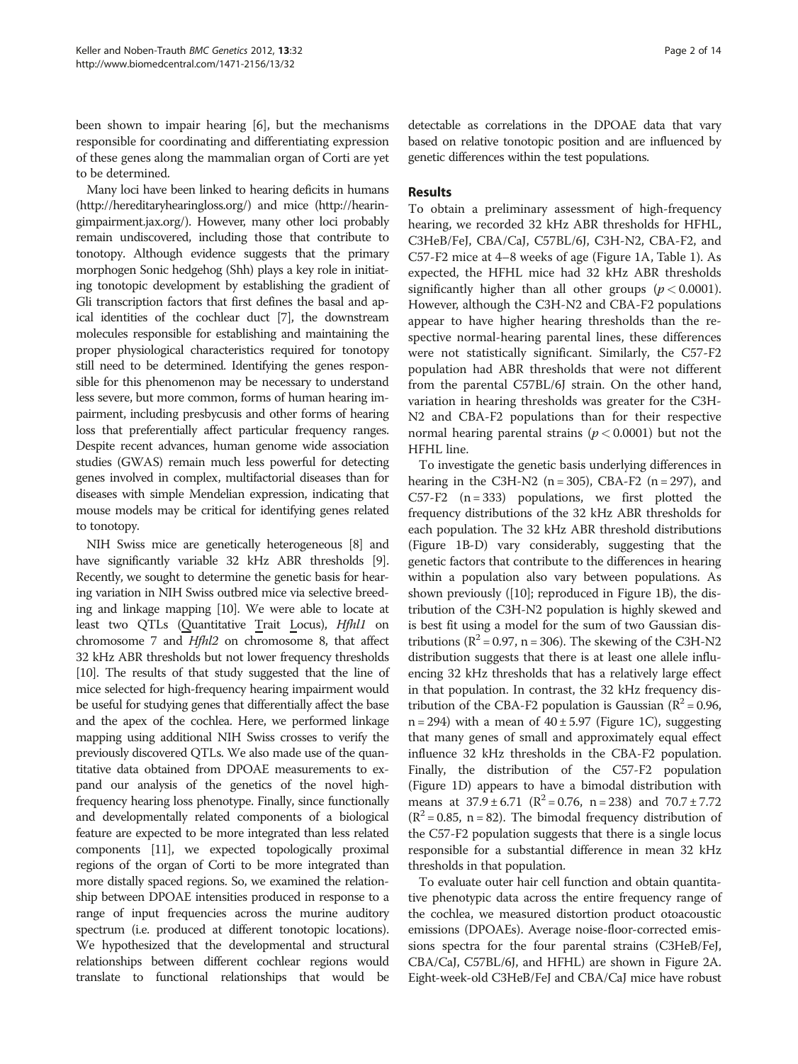been shown to impair hearing [6], but the mechanisms responsible for coordinating and differentiating expression of these genes along the mammalian organ of Corti are yet to be determined.

Many loci have been linked to hearing deficits in humans (http://hereditaryhearingloss.org/) and mice (http://hearingimpairment.jax.org/). However, many other loci probably remain undiscovered, including those that contribute to tonotopy. Although evidence suggests that the primary morphogen Sonic hedgehog (Shh) plays a key role in initiating tonotopic development by establishing the gradient of Gli transcription factors that first defines the basal and apical identities of the cochlear duct [7], the downstream molecules responsible for establishing and maintaining the proper physiological characteristics required for tonotopy still need to be determined. Identifying the genes responsible for this phenomenon may be necessary to understand less severe, but more common, forms of human hearing impairment, including presbycusis and other forms of hearing loss that preferentially affect particular frequency ranges. Despite recent advances, human genome wide association studies (GWAS) remain much less powerful for detecting genes involved in complex, multifactorial diseases than for diseases with simple Mendelian expression, indicating that mouse models may be critical for identifying genes related to tonotopy.

NIH Swiss mice are genetically heterogeneous [8] and have significantly variable 32 kHz ABR thresholds [9]. Recently, we sought to determine the genetic basis for hearing variation in NIH Swiss outbred mice via selective breeding and linkage mapping [10]. We were able to locate at least two QTLs (Quantitative Trait Locus), *Hfhl1* on chromosome 7 and *Hfhl2* on chromosome 8, that affect 32 kHz ABR thresholds but not lower frequency thresholds [10]. The results of that study suggested that the line of mice selected for high-frequency hearing impairment would be useful for studying genes that differentially affect the base and the apex of the cochlea. Here, we performed linkage mapping using additional NIH Swiss crosses to verify the previously discovered QTLs. We also made use of the quantitative data obtained from DPOAE measurements to expand our analysis of the genetics of the novel high-frequency hearing loss phenotype. Finally, since functionally and developmentally related components of a biological feature are expected to be more integrated than less related components [11], we expected topologically proximal regions of the organ of Corti to be more integrated than more distally spaced regions. So, we examined the relationship between DPOAE intensities produced in response to a range of input frequencies across the murine auditory spectrum (i.e. produced at different tonotopic locations). We hypothesized that the developmental and structural relationships between different cochlear regions would translate to functional relationships that would be detectable as correlations in the DPOAE data that vary based on relative tonotopic position and are influenced by genetic differences within the test populations.

## Results

To obtain a preliminary assessment of high-frequency hearing, we recorded 32 kHz ABR thresholds for HFHL, C3HeB/FeJ, CBA/CaJ, C57BL/6J, C3H-N2, CBA-F2, and C57-F2 mice at 4–8 weeks of age (Figure 1A, Table 1). As expected, the HFHL mice had 32 kHz ABR thresholds significantly higher than all other groups ($p < 0.0001$). However, although the C3H-N2 and CBA-F2 populations appear to have higher hearing thresholds than the respective normal-hearing parental lines, these differences were not statistically significant. Similarly, the C57-F2 population had ABR thresholds that were not different from the parental C57BL/6J strain. On the other hand, variation in hearing thresholds was greater for the C3H-N2 and CBA-F2 populations than for their respective normal hearing parental strains ($p < 0.0001$) but not the HFHL line.

To investigate the genetic basis underlying differences in hearing in the C3H-N2 (n = 305), CBA-F2 (n = 297), and C57-F2 (n = 333) populations, we first plotted the frequency distributions of the 32 kHz ABR thresholds for each population. The 32 kHz ABR threshold distributions (Figure 1B-D) vary considerably, suggesting that the genetic factors that contribute to the differences in hearing within a population also vary between populations. As shown previously ([10]; reproduced in Figure 1B), the distribution of the C3H-N2 population is highly skewed and is best fit using a model for the sum of two Gaussian distributions ($R^2 = 0.97$, n = 306). The skewing of the C3H-N2 distribution suggests that there is at least one allele influencing 32 kHz thresholds that has a relatively large effect in that population. In contrast, the 32 kHz frequency distribution of the CBA-F2 population is Gaussian ($R^2 = 0.96$, n = 294) with a mean of $40 \pm 5.97$ (Figure 1C), suggesting that many genes of small and approximately equal effect influence 32 kHz thresholds in the CBA-F2 population. Finally, the distribution of the C57-F2 population (Figure 1D) appears to have a bimodal distribution with means at $37.9 \pm 6.71$ ($R^2 = 0.76$, n = 238) and $70.7 \pm 7.72$ ($R^2 = 0.85$, n = 82). The bimodal frequency distribution of the C57-F2 population suggests that there is a single locus responsible for a substantial difference in mean 32 kHz thresholds in that population.

To evaluate outer hair cell function and obtain quantitative phenotypic data across the entire frequency range of the cochlea, we measured distortion product otoacoustic emissions (DPOAEs). Average noise-floor-corrected emissions spectra for the four parental strains (C3HeB/FeJ, CBA/CaJ, C57BL/6J, and HFHL) are shown in Figure 2A. Eight-week-old C3HeB/FeJ and CBA/CaJ mice have robust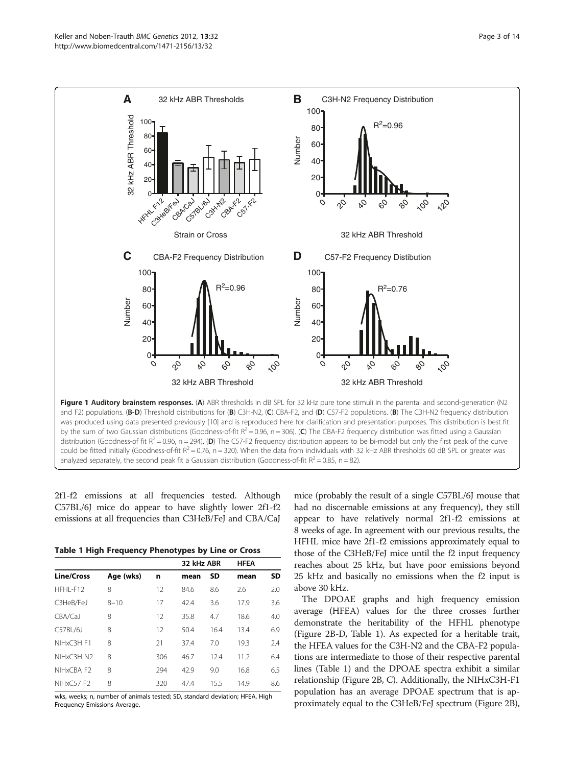**Figure 1 Auditory brainstem responses.** (**A**) ABR thresholds in dB SPL for 32 kHz pure tone stimuli in the parental and second-generation (N2 and F2) populations. (**B-D**) Threshold distributions for (**B**) C3H-N2, (**C**) CBA-F2, and (**D**) C57-F2 populations. (**B**) The C3H-N2 frequency distribution was produced using data presented previously [10] and is reproduced here for clarification and presentation purposes. This distribution is best fit by the sum of two Gaussian distributions (Goodness-of-fit $R^2 = 0.96$, n = 306). (**C**) The CBA-F2 frequency distribution was fitted using a Gaussian distribution (Goodness-of-fit $R^2 = 0.96$, n = 294). (**D**) The C57-F2 frequency distribution appears to be bi-modal but only the first peak of the curve could be fitted initially (Goodness-of-fit $R^2 = 0.76$, n = 320). When the data from individuals with 32 kHz ABR thresholds 60 dB SPL or greater was analyzed separately, the second peak fit a Gaussian distribution (Goodness-of-fit $R^2 = 0.85$, n = 82).

2f1-f2 emissions at all frequencies tested. Although C57BL/6J mice do appear to have slightly lower 2f1-f2 emissions at all frequencies than C3HeB/FeJ and CBA/CaJ mice (probably the result of a single C57BL/6J mouse that had no discernable emissions at any frequency), they still appear to have relatively normal 2f1-f2 emissions at 8 weeks of age. In agreement with our previous results, the HFHL mice have 2f1-f2 emissions approximately equal to those of the C3HeB/FeJ mice until the f2 input frequency reaches about 25 kHz, but have poor emissions beyond 25 kHz and basically no emissions when the f2 input is above 30 kHz.

**Table 1 High Frequency Phenotypes by Line or Cross**

| Line/Cross | Age (wks) | n | 32 kHz ABR | | HFEA | |
|---|---|---|---|---|---|---|
| | | | mean | SD | mean | SD |
| HFHL-F12 | 8 | 12 | 84.6 | 8.6 | 2.6 | 2.0 |
| C3HeB/FeJ | 8–10 | 17 | 42.4 | 3.6 | 17.9 | 3.6 |
| CBA/CaJ | 8 | 12 | 35.8 | 4.7 | 18.6 | 4.0 |
| C57BL/6J | 8 | 12 | 50.4 | 16.4 | 13.4 | 6.9 |
| NIHxC3H F1 | 8 | 21 | 37.4 | 7.0 | 19.3 | 2.4 |
| NIHxC3H N2 | 8 | 306 | 46.7 | 12.4 | 11.2 | 6.4 |
| NIHxCBA F2 | 8 | 294 | 42.9 | 9.0 | 16.8 | 6.5 |
| NIHxC57 F2 | 8 | 320 | 47.4 | 15.5 | 14.9 | 8.6 |

wks, weeks; n, number of animals tested; SD, standard deviation; HFEA, High Frequency Emissions Average.

The DPOAE graphs and high frequency emission average (HFEA) values for the three crosses further demonstrate the heritability of the HFHL phenotype (Figure 2B-D, Table 1). As expected for a heritable trait, the HFEA values for the C3H-N2 and the CBA-F2 populations are intermediate to those of their respective parental lines (Table 1) and the DPOAE spectra exhibit a similar relationship (Figure 2B, C). Additionally, the NIHxC3H-F1 population has an average DPOAE spectrum that is approximately equal to the C3HeB/FeJ spectrum (Figure 2B),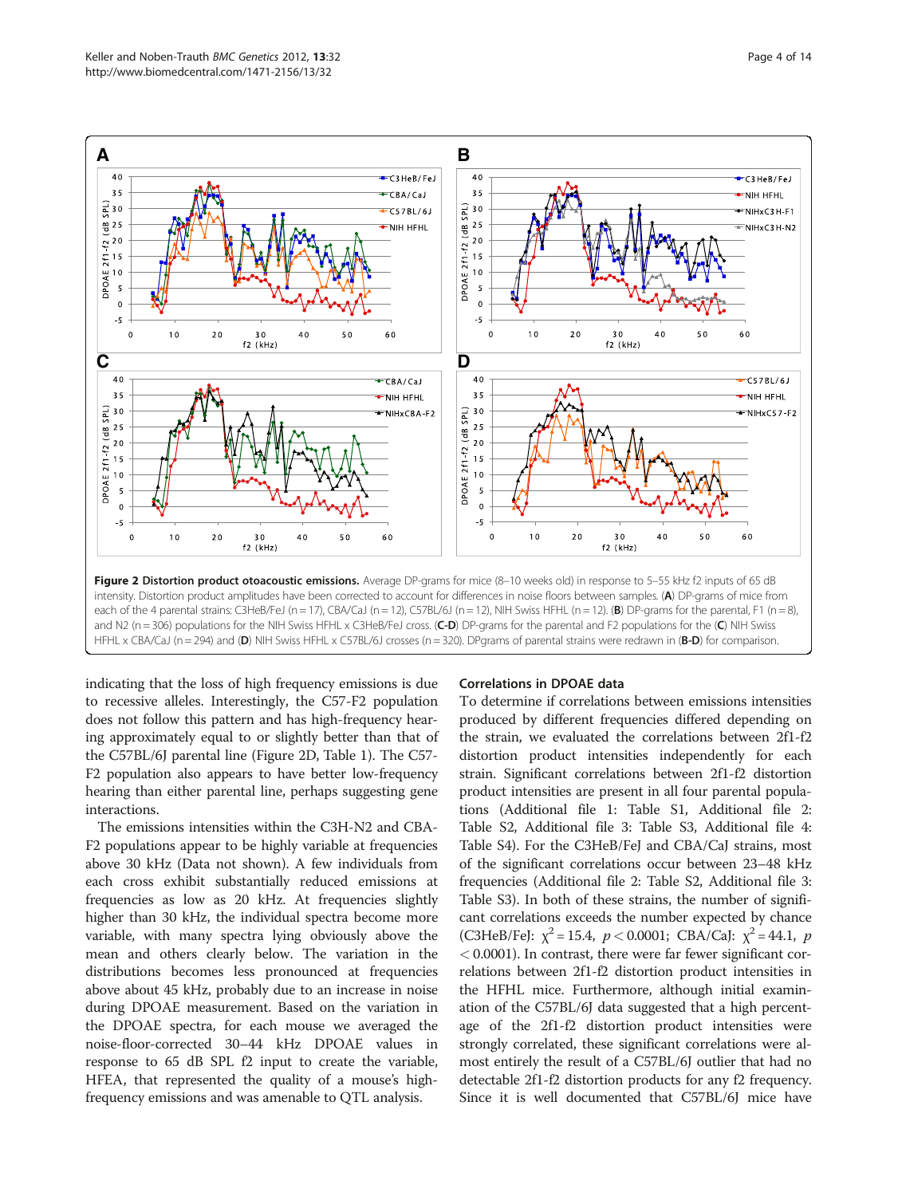**Figure 2 Distortion product otoacoustic emissions.** Average DP-grams for mice (8–10 weeks old) in response to 5–55 kHz f2 inputs of 65 dB intensity. Distortion product amplitudes have been corrected to account for differences in noise floors between samples. (**A**) DP-grams of mice from each of the 4 parental strains: C3HeB/FeJ (n = 17), CBA/CaJ (n = 12), C57BL/6J (n = 12), NIH Swiss HFHL (n = 12). (**B**) DP-grams for the parental, F1 (n = 8), and N2 (n = 306) populations for the NIH Swiss HFHL x C3HeB/FeJ cross. (**C-D**) DP-grams for the parental and F2 populations for the (**C**) NIH Swiss HFHL x CBA/CaJ (n = 294) and (**D**) NIH Swiss HFHL x C57BL/6J crosses (n = 320). DPgrams of parental strains were redrawn in (**B-D**) for comparison.

indicating that the loss of high frequency emissions is due to recessive alleles. Interestingly, the C57-F2 population does not follow this pattern and has high-frequency hearing approximately equal to or slightly better than that of the C57BL/6J parental line (Figure 2D, Table 1). The C57-F2 population also appears to have better low-frequency hearing than either parental line, perhaps suggesting gene interactions.

The emissions intensities within the C3H-N2 and CBA-F2 populations appear to be highly variable at frequencies above 30 kHz (Data not shown). A few individuals from each cross exhibit substantially reduced emissions at frequencies as low as 20 kHz. At frequencies slightly higher than 30 kHz, the individual spectra become more variable, with many spectra lying obviously above the mean and others clearly below. The variation in the distributions becomes less pronounced at frequencies above about 45 kHz, probably due to an increase in noise during DPOAE measurement. Based on the variation in the DPOAE spectra, for each mouse we averaged the noise-floor-corrected 30–44 kHz DPOAE values in response to 65 dB SPL f2 input to create the variable, HFEA, that represented the quality of a mouse's high-frequency emissions and was amenable to QTL analysis.

### Correlations in DPOAE data

To determine if correlations between emissions intensities produced by different frequencies differed depending on the strain, we evaluated the correlations between 2f1-f2 distortion product intensities independently for each strain. Significant correlations between 2f1-f2 distortion product intensities are present in all four parental populations (Additional file 1: Table S1, Additional file 2: Table S2, Additional file 3: Table S3, Additional file 4: Table S4). For the C3HeB/FeJ and CBA/CaJ strains, most of the significant correlations occur between 23–48 kHz frequencies (Additional file 2: Table S2, Additional file 3: Table S3). In both of these strains, the number of significant correlations exceeds the number expected by chance (C3HeB/FeJ: $\chi^2 = 15.4$, $p < 0.0001$; CBA/CaJ: $\chi^2 = 44.1$, $p < 0.0001$). In contrast, there were far fewer significant correlations between 2f1-f2 distortion product intensities in the HFHL mice. Furthermore, although initial examination of the C57BL/6J data suggested that a high percentage of the 2f1-f2 distortion product intensities were strongly correlated, these significant correlations were almost entirely the result of a C57BL/6J outlier that had no detectable 2f1-f2 distortion products for any f2 frequency. Since it is well documented that C57BL/6J mice have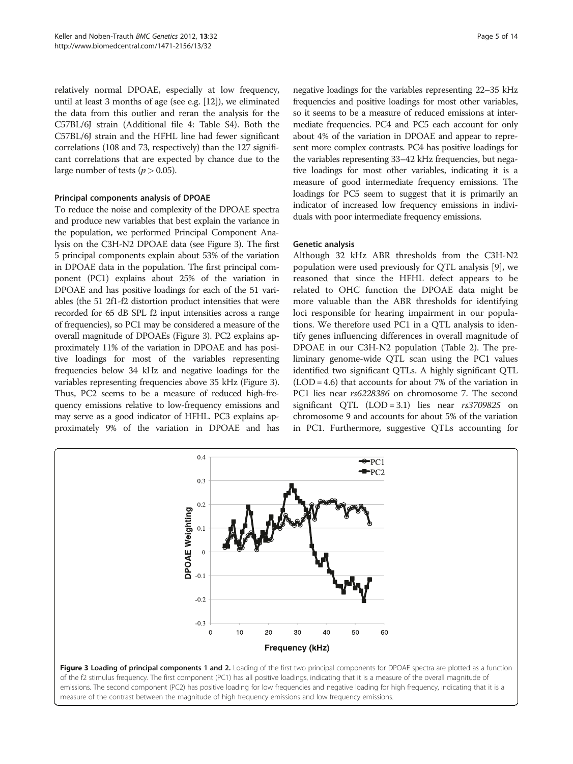relatively normal DPOAE, especially at low frequency, until at least 3 months of age (see e.g. [12]), we eliminated the data from this outlier and reran the analysis for the C57BL/6J strain (Additional file 4: Table S4). Both the C57BL/6J strain and the HFHL line had fewer significant correlations (108 and 73, respectively) than the 127 significant correlations that are expected by chance due to the large number of tests ($p > 0.05$).

#### Principal components analysis of DPOAE

To reduce the noise and complexity of the DPOAE spectra and produce new variables that best explain the variance in the population, we performed Principal Component Analysis on the C3H-N2 DPOAE data (see Figure 3). The first 5 principal components explain about 53% of the variation in DPOAE data in the population. The first principal component (PC1) explains about 25% of the variation in DPOAE and has positive loadings for each of the 51 variables (the 51 2f1-f2 distortion product intensities that were recorded for 65 dB SPL f2 input intensities across a range of frequencies), so PC1 may be considered a measure of the overall magnitude of DPOAEs (Figure 3). PC2 explains approximately 11% of the variation in DPOAE and has positive loadings for most of the variables representing frequencies below 34 kHz and negative loadings for the variables representing frequencies above 35 kHz (Figure 3). Thus, PC2 seems to be a measure of reduced high-frequency emissions relative to low-frequency emissions and may serve as a good indicator of HFHL. PC3 explains approximately 9% of the variation in DPOAE and has negative loadings for the variables representing 22–35 kHz frequencies and positive loadings for most other variables, so it seems to be a measure of reduced emissions at intermediate frequencies. PC4 and PC5 each account for only about 4% of the variation in DPOAE and appear to represent more complex contrasts. PC4 has positive loadings for the variables representing 33–42 kHz frequencies, but negative loadings for most other variables, indicating it is a measure of good intermediate frequency emissions. The loadings for PC5 seem to suggest that it is primarily an indicator of increased low frequency emissions in individuals with poor intermediate frequency emissions.

#### Genetic analysis

Although 32 kHz ABR thresholds from the C3H-N2 population were used previously for QTL analysis [9], we reasoned that since the HFHL defect appears to be related to OHC function the DPOAE data might be more valuable than the ABR thresholds for identifying loci responsible for hearing impairment in our populations. We therefore used PC1 in a QTL analysis to identify genes influencing differences in overall magnitude of DPOAE in our C3H-N2 population (Table 2). The preliminary genome-wide QTL scan using the PC1 values identified two significant QTLs. A highly significant QTL (LOD = 4.6) that accounts for about 7% of the variation in PC1 lies near *rs6228386* on chromosome 7. The second significant QTL (LOD = 3.1) lies near *rs3709825* on chromosome 9 and accounts for about 5% of the variation in PC1. Furthermore, suggestive QTLs accounting for

**Figure 3 Loading of principal components 1 and 2.** Loading of the first two principal components for DPOAE spectra are plotted as a function of the f2 stimulus frequency. The first component (PC1) has all positive loadings, indicating that it is a measure of the overall magnitude of emissions. The second component (PC2) has positive loading for low frequencies and negative loading for high frequency, indicating that it is a measure of the contrast between the magnitude of high frequency emissions and low frequency emissions.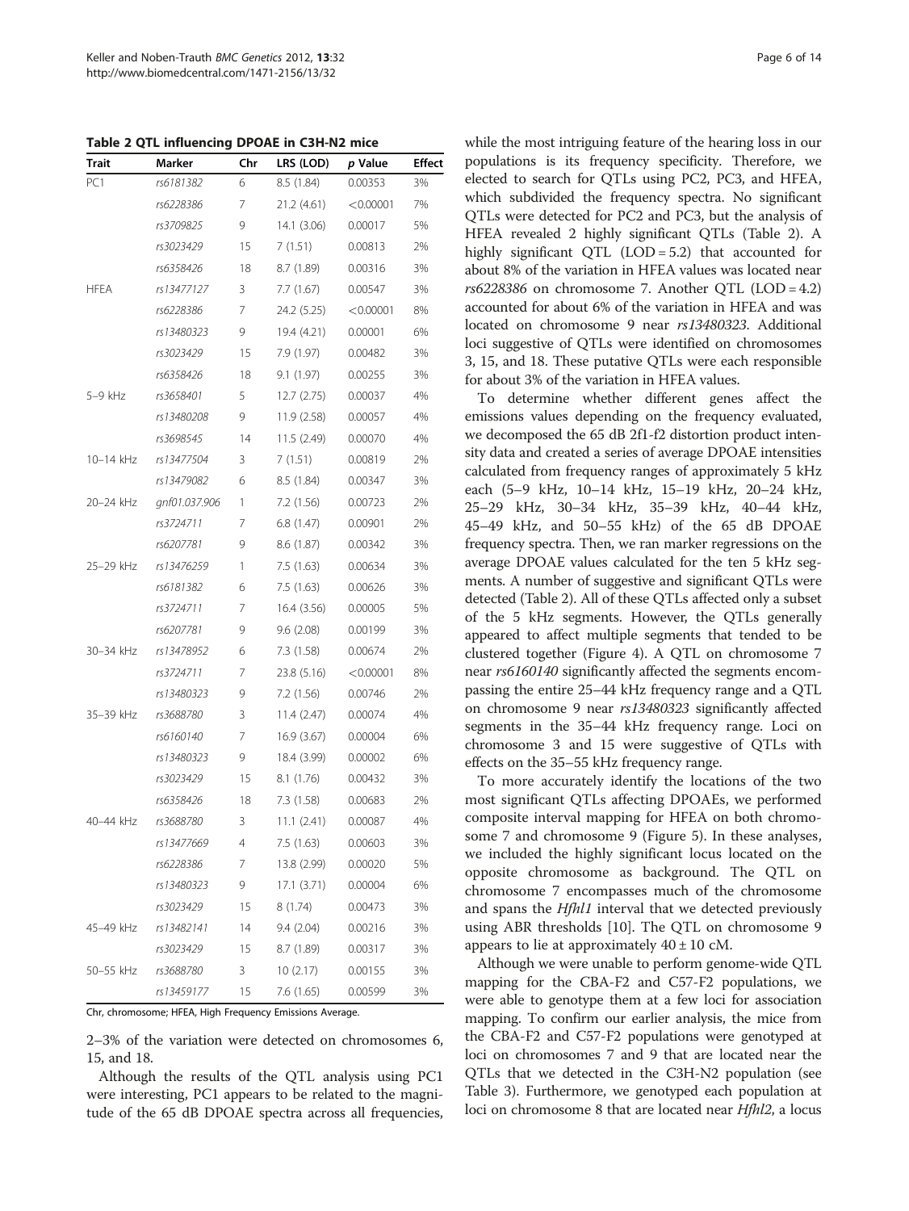**Table 2 QTL influencing DPOAE in C3H-N2 mice**

| Trait | Marker | Chr | LRS (LOD) | p Value | Effect |
|---|---|---|---|---|---|
| PC1 | *rs6181382* | 6 | 8.5 (1.84) | 0.00353 | 3% |
| | *rs6228386* | 7 | 21.2 (4.61) | <0.00001 | 7% |
| | *rs3709825* | 9 | 14.1 (3.06) | 0.00017 | 5% |
| | *rs3023429* | 15 | 7 (1.51) | 0.00813 | 2% |
| | *rs6358426* | 18 | 8.7 (1.89) | 0.00316 | 3% |
| HFEA | *rs13477127* | 3 | 7.7 (1.67) | 0.00547 | 3% |
| | *rs6228386* | 7 | 24.2 (5.25) | <0.00001 | 8% |
| | *rs13480323* | 9 | 19.4 (4.21) | 0.00001 | 6% |
| | *rs3023429* | 15 | 7.9 (1.97) | 0.00482 | 3% |
| | *rs6358426* | 18 | 9.1 (1.97) | 0.00255 | 3% |
| 5–9 kHz | *rs3658401* | 5 | 12.7 (2.75) | 0.00037 | 4% |
| | *rs13480208* | 9 | 11.9 (2.58) | 0.00057 | 4% |
| | *rs3698545* | 14 | 11.5 (2.49) | 0.00070 | 4% |
| 10–14 kHz | *rs13477504* | 3 | 7 (1.51) | 0.00819 | 2% |
| | *rs13479082* | 6 | 8.5 (1.84) | 0.00347 | 3% |
| 20–24 kHz | *gnf01.037.906* | 1 | 7.2 (1.56) | 0.00723 | 2% |
| | *rs3724711* | 7 | 6.8 (1.47) | 0.00901 | 2% |
| | *rs6207781* | 9 | 8.6 (1.87) | 0.00342 | 3% |
| 25–29 kHz | *rs13476259* | 1 | 7.5 (1.63) | 0.00634 | 3% |
| | *rs6181382* | 6 | 7.5 (1.63) | 0.00626 | 3% |
| | *rs3724711* | 7 | 16.4 (3.56) | 0.00005 | 5% |
| | *rs6207781* | 9 | 9.6 (2.08) | 0.00199 | 3% |
| 30–34 kHz | *rs13478952* | 6 | 7.3 (1.58) | 0.00674 | 2% |
| | *rs3724711* | 7 | 23.8 (5.16) | <0.00001 | 8% |
| | *rs13480323* | 9 | 7.2 (1.56) | 0.00746 | 2% |
| 35–39 kHz | *rs3688780* | 3 | 11.4 (2.47) | 0.00074 | 4% |
| | *rs6160140* | 7 | 16.9 (3.67) | 0.00004 | 6% |
| | *rs13480323* | 9 | 18.4 (3.99) | 0.00002 | 6% |
| | *rs3023429* | 15 | 8.1 (1.76) | 0.00432 | 3% |
| | *rs6358426* | 18 | 7.3 (1.58) | 0.00683 | 2% |
| 40–44 kHz | *rs3688780* | 3 | 11.1 (2.41) | 0.00087 | 4% |
| | *rs13477669* | 4 | 7.5 (1.63) | 0.00603 | 3% |
| | *rs6228386* | 7 | 13.8 (2.99) | 0.00020 | 5% |
| | *rs13480323* | 9 | 17.1 (3.71) | 0.00004 | 6% |
| | *rs3023429* | 15 | 8 (1.74) | 0.00473 | 3% |
| 45–49 kHz | *rs13482141* | 14 | 9.4 (2.04) | 0.00216 | 3% |
| | *rs3023429* | 15 | 8.7 (1.89) | 0.00317 | 3% |
| 50–55 kHz | *rs3688780* | 3 | 10 (2.17) | 0.00155 | 3% |
| | *rs13459177* | 15 | 7.6 (1.65) | 0.00599 | 3% |

Chr, chromosome; HFEA, High Frequency Emissions Average.

2–3% of the variation were detected on chromosomes 6, 15, and 18.

Although the results of the QTL analysis using PC1 were interesting, PC1 appears to be related to the magnitude of the 65 dB DPOAE spectra across all frequencies, while the most intriguing feature of the hearing loss in our populations is its frequency specificity. Therefore, we elected to search for QTLs using PC2, PC3, and HFEA, which subdivided the frequency spectra. No significant QTLs were detected for PC2 and PC3, but the analysis of HFEA revealed 2 highly significant QTLs (Table 2). A highly significant QTL (LOD = 5.2) that accounted for about 8% of the variation in HFEA values was located near *rs6228386* on chromosome 7. Another QTL (LOD = 4.2) accounted for about 6% of the variation in HFEA and was located on chromosome 9 near *rs13480323*. Additional loci suggestive of QTLs were identified on chromosomes 3, 15, and 18. These putative QTLs were each responsible for about 3% of the variation in HFEA values.

To determine whether different genes affect the emissions values depending on the frequency evaluated, we decomposed the 65 dB 2f1-f2 distortion product intensity data and created a series of average DPOAE intensities calculated from frequency ranges of approximately 5 kHz each (5–9 kHz, 10–14 kHz, 15–19 kHz, 20–24 kHz, 25–29 kHz, 30–34 kHz, 35–39 kHz, 40–44 kHz, 45–49 kHz, and 50–55 kHz) of the 65 dB DPOAE frequency spectra. Then, we ran marker regressions on the average DPOAE values calculated for the ten 5 kHz segments. A number of suggestive and significant QTLs were detected (Table 2). All of these QTLs affected only a subset of the 5 kHz segments. However, the QTLs generally appeared to affect multiple segments that tended to be clustered together (Figure 4). A QTL on chromosome 7 near *rs6160140* significantly affected the segments encompassing the entire 25–44 kHz frequency range and a QTL on chromosome 9 near *rs13480323* significantly affected segments in the 35–44 kHz frequency range. Loci on chromosome 3 and 15 were suggestive of QTLs with effects on the 35–55 kHz frequency range.

To more accurately identify the locations of the two most significant QTLs affecting DPOAEs, we performed composite interval mapping for HFEA on both chromosome 7 and chromosome 9 (Figure 5). In these analyses, we included the highly significant locus located on the opposite chromosome as background. The QTL on chromosome 7 encompasses much of the chromosome and spans the *Hfhl1* interval that we detected previously using ABR thresholds [10]. The QTL on chromosome 9 appears to lie at approximately 40 ± 10 cM.

Although we were unable to perform genome-wide QTL mapping for the CBA-F2 and C57-F2 populations, we were able to genotype them at a few loci for association mapping. To confirm our earlier analysis, the mice from the CBA-F2 and C57-F2 populations were genotyped at loci on chromosomes 7 and 9 that are located near the QTLs that we detected in the C3H-N2 population (see Table 3). Furthermore, we genotyped each population at loci on chromosome 8 that are located near *Hfhl2*, a locus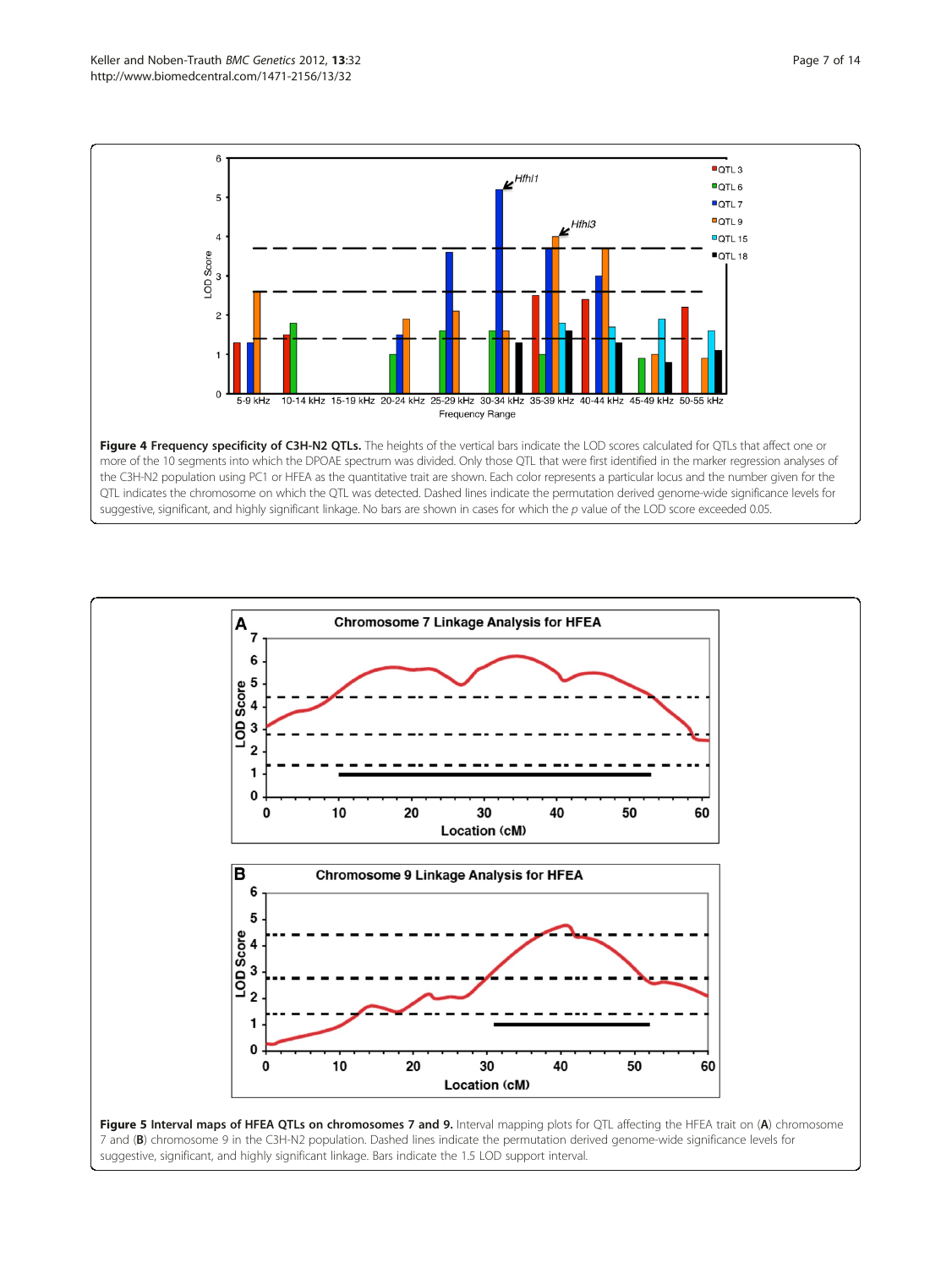**Figure 4 Frequency specificity of C3H-N2 QTLs.** The heights of the vertical bars indicate the LOD scores calculated for QTLs that affect one or more of the 10 segments into which the DPOAE spectrum was divided. Only those QTL that were first identified in the marker regression analyses of the C3H-N2 population using PC1 or HFEA as the quantitative trait are shown. Each color represents a particular locus and the number given for the QTL indicates the chromosome on which the QTL was detected. Dashed lines indicate the permutation derived genome-wide significance levels for suggestive, significant, and highly significant linkage. No bars are shown in cases for which the *p* value of the LOD score exceeded 0.05.

**Figure 5 Interval maps of HFEA QTLs on chromosomes 7 and 9.** Interval mapping plots for QTL affecting the HFEA trait on (**A**) chromosome 7 and (**B**) chromosome 9 in the C3H-N2 population. Dashed lines indicate the permutation derived genome-wide significance levels for suggestive, significant, and highly significant linkage. Bars indicate the 1.5 LOD support interval.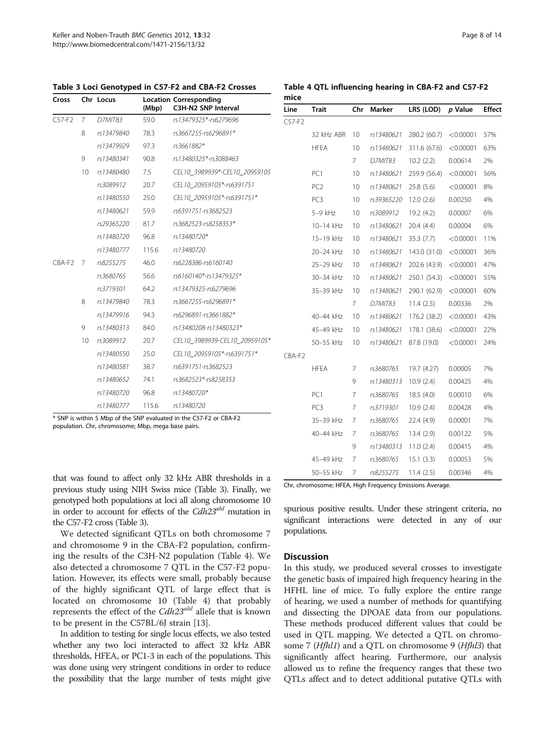**Table 3 Loci Genotyped in C57-F2 and CBA-F2 Crosses**

| Cross | Chr | Locus | Location (Mbp) | Corresponding C3H-N2 SNP Interval |
|---|---|---|---|---|
| C57-F2 | 7 | *D7MIT83* | 59.0 | rs13479325*-rs6279696 |
| | 8 | rs13479840 | 78.3 | rs3667255-rs6296891* |
| | | rs13479929 | 97.3 | rs3661882* |
| | 9 | rs13480341 | 90.8 | rs13480325*-rs3088463 |
| | 10 | rs13480480 | 7.5 | CEL10_3989939*-CEL10_20959105 |
| | | rs3089912 | 20.7 | CEL10_20959105*-rs6391751 |
| | | rs13480550 | 25.0 | CEL10_20959105*-rs6391751* |
| | | rs13480621 | 59.9 | rs6391751-rs3682523 |
| | | rs29365220 | 81.7 | rs3682523-rs8258353* |
| | | rs13480720 | 96.8 | rs13480720* |
| | | rs13480777 | 115.6 | rs13480720 |
| CBA-F2 | 7 | rs8255275 | 46.0 | rs6228386-rs6160140 |
| | | rs3680765 | 56.6 | rs6160140*-rs13479325* |
| | | rs3719301 | 64.2 | rs13479325-rs6279696 |
| | 8 | rs13479840 | 78.3 | rs3667255-rs6296891* |
| | | rs13479916 | 94.3 | rs6296891-rs3661882* |
| | 9 | rs13480313 | 84.0 | rs13480208-rs13480323* |
| | 10 | rs3089912 | 20.7 | CEL10_3989939-CEL10_20959105* |
| | | rs13480550 | 25.0 | CEL10_20959105*-rs6391751* |
| | | rs13480581 | 38.7 | rs6391751-rs3682523 |
| | | rs13480652 | 74.1 | rs3682523*-rs8258353 |
| | | rs13480720 | 96.8 | rs13480720* |
| | | rs13480777 | 115.6 | rs13480720 |

\* SNP is within 5 Mbp of the SNP evaluated in the C57-F2 or CBA-F2 population. Chr, chromosome; Mbp, mega base pairs.

**Table 4 QTL influencing hearing in CBA-F2 and C57-F2 mice**

| Line | Trait | Chr | Marker | LRS (LOD) | *p* Value | Effect |
|---|---|---|---|---|---|---|
| C57-F2 | | | | | | |
| | 32 kHz ABR | 10 | rs13480621 | 280.2 (60.7) | <0.00001 | 57% |
| | HFEA | 10 | rs13480621 | 311.6 (67.6) | <0.00001 | 63% |
| | | 7 | *D7MIT83* | 10.2 (2.2) | 0.00614 | 2% |
| | PC1 | 10 | rs13480621 | 259.9 (56.4) | <0.00001 | 56% |
| | PC2 | 10 | rs13480621 | 25.8 (5.6) | <0.00001 | 8% |
| | PC3 | 10 | rs39365220 | 12.0 (2.6) | 0.00250 | 4% |
| | 5–9 kHz | 10 | rs3089912 | 19.2 (4.2) | 0.00007 | 6% |
| | 10–14 kHz | 10 | rs13480621 | 20.4 (4.4) | 0.00004 | 6% |
| | 15–19 kHz | 10 | rs13480621 | 35.3 (7.7) | <0.00001 | 11% |
| | 20–24 kHz | 10 | rs13480621 | 143.0 (31.0) | <0.00001 | 36% |
| | 25–29 kHz | 10 | rs13480621 | 202.6 (43.9) | <0.00001 | 47% |
| | 30–34 kHz | 10 | rs13480621 | 250.1 (54.3) | <0.00001 | 55% |
| | 35–39 kHz | 10 | rs13480621 | 290.1 (62.9) | <0.00001 | 60% |
| | | 7 | *D7MIT83* | 11.4 (2.5) | 0.00336 | 2% |
| | 40–44 kHz | 10 | rs13480621 | 176.2 (38.2) | <0.00001 | 43% |
| | 45–49 kHz | 10 | rs13480621 | 178.1 (38.6) | <0.00001 | 22% |
| | 50–55 kHz | 10 | rs13480621 | 87.8 (19.0) | <0.00001 | 24% |
| CBA-F2 | | | | | | |
| | HFEA | 7 | rs3680765 | 19.7 (4.27) | 0.00005 | 7% |
| | | 9 | rs13480313 | 10.9 (2.4) | 0.00425 | 4% |
| | PC1 | 7 | rs3680765 | 18.5 (4.0) | 0.00010 | 6% |
| | PC3 | 7 | rs3719301 | 10.9 (2.4) | 0.00428 | 4% |
| | 35–39 kHz | 7 | rs3680765 | 22.4 (4.9) | 0.00001 | 7% |
| | 40–44 kHz | 7 | rs3680765 | 13.4 (2.9) | 0.00122 | 5% |
| | | 9 | rs13480313 | 11.0 (2.4) | 0.00415 | 4% |
| | 45–49 kHz | 7 | rs3680765 | 15.1 (3.3) | 0.00053 | 5% |
| | 50–55 kHz | 7 | rs8255275 | 11.4 (2.5) | 0.00346 | 4% |

Chr, chromosome; HFEA, High Frequency Emissions Average.

that was found to affect only 32 kHz ABR thresholds in a previous study using NIH Swiss mice (Table 3). Finally, we genotyped both populations at loci all along chromosome 10 in order to account for effects of the *Cdh23[ahl]* mutation in the C57-F2 cross (Table 3).

We detected significant QTLs on both chromosome 7 and chromosome 9 in the CBA-F2 population, confirming the results of the C3H-N2 population (Table 4). We also detected a chromosome 7 QTL in the C57-F2 population. However, its effects were small, probably because of the highly significant QTL of large effect that is located on chromosome 10 (Table 4) that probably represents the effect of the *Cdh23[ahl]* allele that is known to be present in the C57BL/6J strain [13].

In addition to testing for single locus effects, we also tested whether any two loci interacted to affect 32 kHz ABR thresholds, HFEA, or PC1-3 in each of the populations. This was done using very stringent conditions in order to reduce the possibility that the large number of tests might give spurious positive results. Under these stringent criteria, no significant interactions were detected in any of our populations.

## Discussion

In this study, we produced several crosses to investigate the genetic basis of impaired high frequency hearing in the HFHL line of mice. To fully explore the entire range of hearing, we used a number of methods for quantifying and dissecting the DPOAE data from our populations. These methods produced different values that could be used in QTL mapping. We detected a QTL on chromosome 7 (*Hfhl1*) and a QTL on chromosome 9 (*Hfhl3*) that significantly affect hearing. Furthermore, our analysis allowed us to refine the frequency ranges that these two QTLs affect and to detect additional putative QTLs with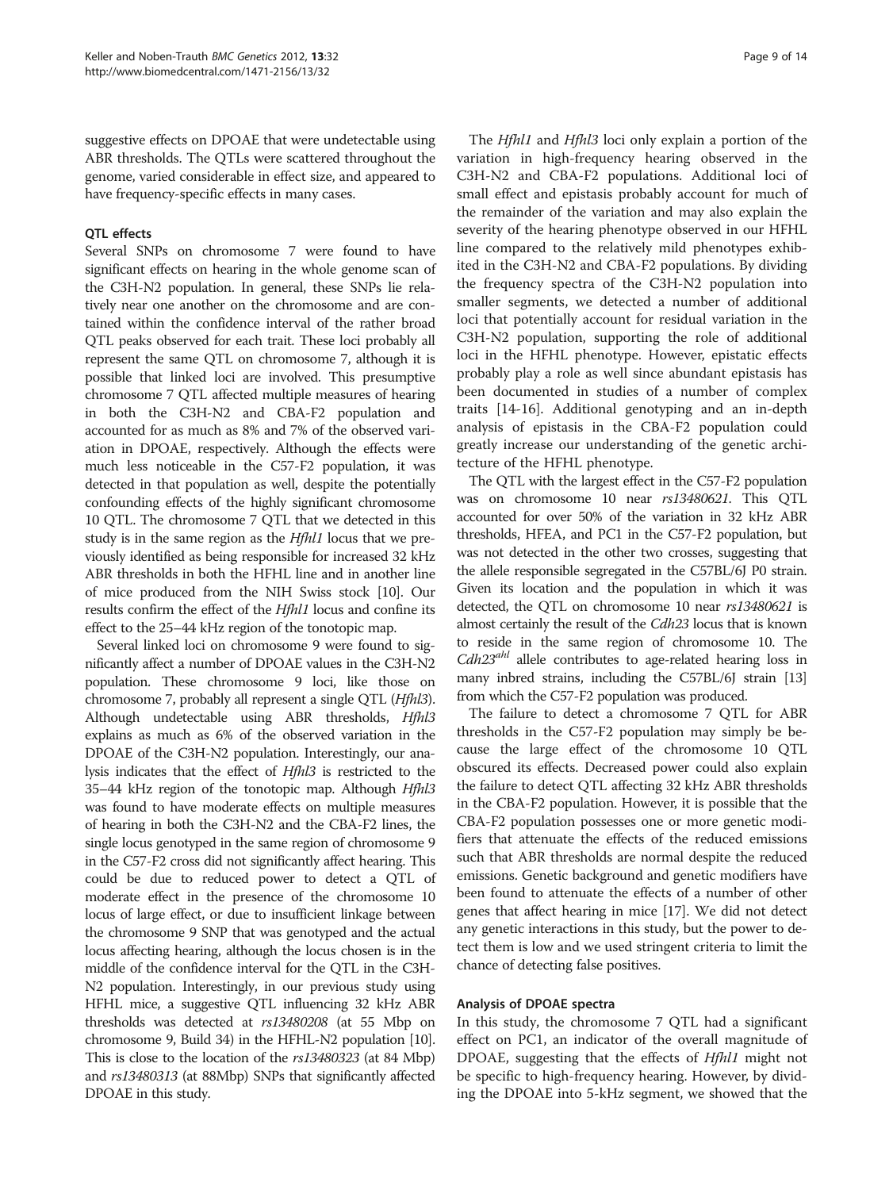suggestive effects on DPOAE that were undetectable using ABR thresholds. The QTLs were scattered throughout the genome, varied considerable in effect size, and appeared to have frequency-specific effects in many cases.

### QTL effects

Several SNPs on chromosome 7 were found to have significant effects on hearing in the whole genome scan of the C3H-N2 population. In general, these SNPs lie relatively near one another on the chromosome and are contained within the confidence interval of the rather broad QTL peaks observed for each trait. These loci probably all represent the same QTL on chromosome 7, although it is possible that linked loci are involved. This presumptive chromosome 7 QTL affected multiple measures of hearing in both the C3H-N2 and CBA-F2 population and accounted for as much as 8% and 7% of the observed variation in DPOAE, respectively. Although the effects were much less noticeable in the C57-F2 population, it was detected in that population as well, despite the potentially confounding effects of the highly significant chromosome 10 QTL. The chromosome 7 QTL that we detected in this study is in the same region as the *Hfhl1* locus that we previously identified as being responsible for increased 32 kHz ABR thresholds in both the HFHL line and in another line of mice produced from the NIH Swiss stock [10]. Our results confirm the effect of the *Hfhl1* locus and confine its effect to the 25–44 kHz region of the tonotopic map.

Several linked loci on chromosome 9 were found to significantly affect a number of DPOAE values in the C3H-N2 population. These chromosome 9 loci, like those on chromosome 7, probably all represent a single QTL (*Hfhl3*). Although undetectable using ABR thresholds, *Hfhl3* explains as much as 6% of the observed variation in the DPOAE of the C3H-N2 population. Interestingly, our analysis indicates that the effect of *Hfhl3* is restricted to the 35–44 kHz region of the tonotopic map. Although *Hfhl3* was found to have moderate effects on multiple measures of hearing in both the C3H-N2 and the CBA-F2 lines, the single locus genotyped in the same region of chromosome 9 in the C57-F2 cross did not significantly affect hearing. This could be due to reduced power to detect a QTL of moderate effect in the presence of the chromosome 10 locus of large effect, or due to insufficient linkage between the chromosome 9 SNP that was genotyped and the actual locus affecting hearing, although the locus chosen is in the middle of the confidence interval for the QTL in the C3H-N2 population. Interestingly, in our previous study using HFHL mice, a suggestive QTL influencing 32 kHz ABR thresholds was detected at *rs13480208* (at 55 Mbp on chromosome 9, Build 34) in the HFHL-N2 population [10]. This is close to the location of the *rs13480323* (at 84 Mbp) and *rs13480313* (at 88Mbp) SNPs that significantly affected DPOAE in this study.

The *Hfhl1* and *Hfhl3* loci only explain a portion of the variation in high-frequency hearing observed in the C3H-N2 and CBA-F2 populations. Additional loci of small effect and epistasis probably account for much of the remainder of the variation and may also explain the severity of the hearing phenotype observed in our HFHL line compared to the relatively mild phenotypes exhibited in the C3H-N2 and CBA-F2 populations. By dividing the frequency spectra of the C3H-N2 population into smaller segments, we detected a number of additional loci that potentially account for residual variation in the C3H-N2 population, supporting the role of additional loci in the HFHL phenotype. However, epistatic effects probably play a role as well since abundant epistasis has been documented in studies of a number of complex traits [14-16]. Additional genotyping and an in-depth analysis of epistasis in the CBA-F2 population could greatly increase our understanding of the genetic architecture of the HFHL phenotype.

The QTL with the largest effect in the C57-F2 population was on chromosome 10 near *rs13480621*. This QTL accounted for over 50% of the variation in 32 kHz ABR thresholds, HFEA, and PC1 in the C57-F2 population, but was not detected in the other two crosses, suggesting that the allele responsible segregated in the C57BL/6J P0 strain. Given its location and the population in which it was detected, the QTL on chromosome 10 near *rs13480621* is almost certainly the result of the *Cdh23* locus that is known to reside in the same region of chromosome 10. The *Cdh23*$^{ahl}$ allele contributes to age-related hearing loss in many inbred strains, including the C57BL/6J strain [13] from which the C57-F2 population was produced.

The failure to detect a chromosome 7 QTL for ABR thresholds in the C57-F2 population may simply be because the large effect of the chromosome 10 QTL obscured its effects. Decreased power could also explain the failure to detect QTL affecting 32 kHz ABR thresholds in the CBA-F2 population. However, it is possible that the CBA-F2 population possesses one or more genetic modifiers that attenuate the effects of the reduced emissions such that ABR thresholds are normal despite the reduced emissions. Genetic background and genetic modifiers have been found to attenuate the effects of a number of other genes that affect hearing in mice [17]. We did not detect any genetic interactions in this study, but the power to detect them is low and we used stringent criteria to limit the chance of detecting false positives.

### Analysis of DPOAE spectra

In this study, the chromosome 7 QTL had a significant effect on PC1, an indicator of the overall magnitude of DPOAE, suggesting that the effects of *Hfhl1* might not be specific to high-frequency hearing. However, by dividing the DPOAE into 5-kHz segment, we showed that the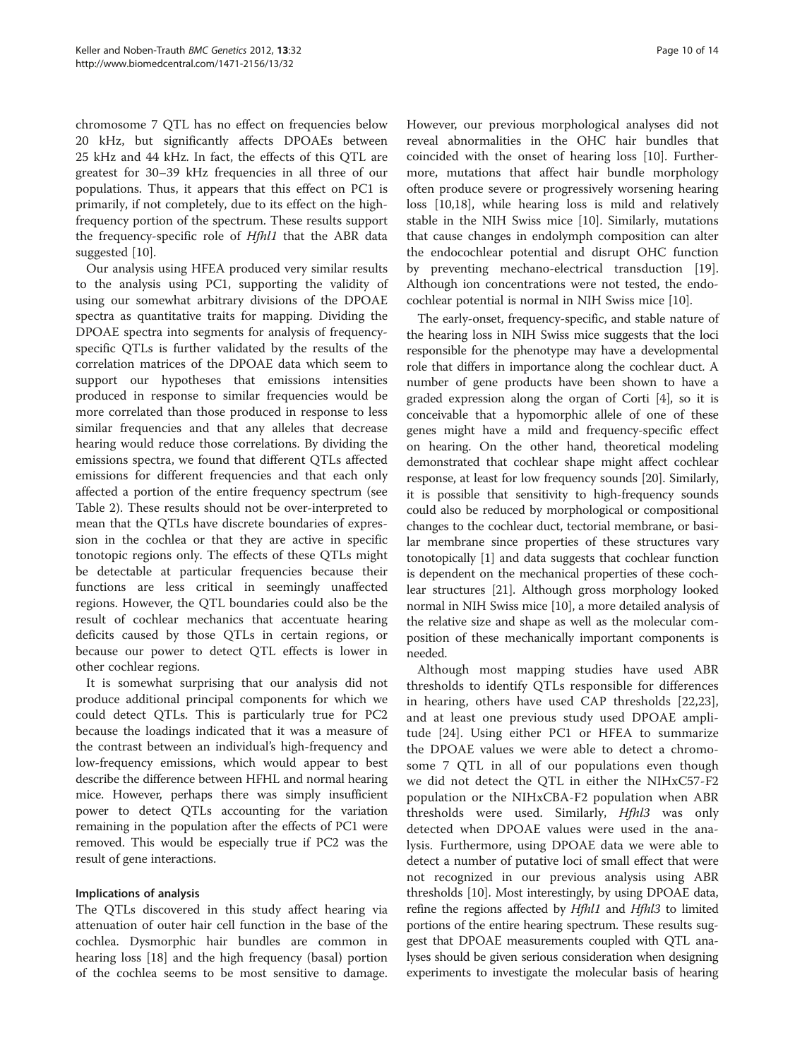chromosome 7 QTL has no effect on frequencies below 20 kHz, but significantly affects DPOAEs between 25 kHz and 44 kHz. In fact, the effects of this QTL are greatest for 30–39 kHz frequencies in all three of our populations. Thus, it appears that this effect on PC1 is primarily, if not completely, due to its effect on the high-frequency portion of the spectrum. These results support the frequency-specific role of *Hfhl1* that the ABR data suggested [10].

Our analysis using HFEA produced very similar results to the analysis using PC1, supporting the validity of using our somewhat arbitrary divisions of the DPOAE spectra as quantitative traits for mapping. Dividing the DPOAE spectra into segments for analysis of frequency-specific QTLs is further validated by the results of the correlation matrices of the DPOAE data which seem to support our hypotheses that emissions intensities produced in response to similar frequencies would be more correlated than those produced in response to less similar frequencies and that any alleles that decrease hearing would reduce those correlations. By dividing the emissions spectra, we found that different QTLs affected emissions for different frequencies and that each only affected a portion of the entire frequency spectrum (see Table 2). These results should not be over-interpreted to mean that the QTLs have discrete boundaries of expression in the cochlea or that they are active in specific tonotopic regions only. The effects of these QTLs might be detectable at particular frequencies because their functions are less critical in seemingly unaffected regions. However, the QTL boundaries could also be the result of cochlear mechanics that accentuate hearing deficits caused by those QTLs in certain regions, or because our power to detect QTL effects is lower in other cochlear regions.

It is somewhat surprising that our analysis did not produce additional principal components for which we could detect QTLs. This is particularly true for PC2 because the loadings indicated that it was a measure of the contrast between an individual's high-frequency and low-frequency emissions, which would appear to best describe the difference between HFHL and normal hearing mice. However, perhaps there was simply insufficient power to detect QTLs accounting for the variation remaining in the population after the effects of PC1 were removed. This would be especially true if PC2 was the result of gene interactions.

### Implications of analysis

The QTLs discovered in this study affect hearing via attenuation of outer hair cell function in the base of the cochlea. Dysmorphic hair bundles are common in hearing loss [18] and the high frequency (basal) portion of the cochlea seems to be most sensitive to damage. However, our previous morphological analyses did not reveal abnormalities in the OHC hair bundles that coincided with the onset of hearing loss [10]. Furthermore, mutations that affect hair bundle morphology often produce severe or progressively worsening hearing loss [10,18], while hearing loss is mild and relatively stable in the NIH Swiss mice [10]. Similarly, mutations that cause changes in endolymph composition can alter the endocochlear potential and disrupt OHC function by preventing mechano-electrical transduction [19]. Although ion concentrations were not tested, the endocochlear potential is normal in NIH Swiss mice [10].

The early-onset, frequency-specific, and stable nature of the hearing loss in NIH Swiss mice suggests that the loci responsible for the phenotype may have a developmental role that differs in importance along the cochlear duct. A number of gene products have been shown to have a graded expression along the organ of Corti [4], so it is conceivable that a hypomorphic allele of one of these genes might have a mild and frequency-specific effect on hearing. On the other hand, theoretical modeling demonstrated that cochlear shape might affect cochlear response, at least for low frequency sounds [20]. Similarly, it is possible that sensitivity to high-frequency sounds could also be reduced by morphological or compositional changes to the cochlear duct, tectorial membrane, or basilar membrane since properties of these structures vary tonotopically [1] and data suggests that cochlear function is dependent on the mechanical properties of these cochlear structures [21]. Although gross morphology looked normal in NIH Swiss mice [10], a more detailed analysis of the relative size and shape as well as the molecular composition of these mechanically important components is needed.

Although most mapping studies have used ABR thresholds to identify QTLs responsible for differences in hearing, others have used CAP thresholds [22,23], and at least one previous study used DPOAE amplitude [24]. Using either PC1 or HFEA to summarize the DPOAE values we were able to detect a chromosome 7 QTL in all of our populations even though we did not detect the QTL in either the NIHxC57-F2 population or the NIHxCBA-F2 population when ABR thresholds were used. Similarly, *Hfhl3* was only detected when DPOAE values were used in the analysis. Furthermore, using DPOAE data we were able to detect a number of putative loci of small effect that were not recognized in our previous analysis using ABR thresholds [10]. Most interestingly, by using DPOAE data, refine the regions affected by *Hfhl1* and *Hfhl3* to limited portions of the entire hearing spectrum. These results suggest that DPOAE measurements coupled with QTL analyses should be given serious consideration when designing experiments to investigate the molecular basis of hearing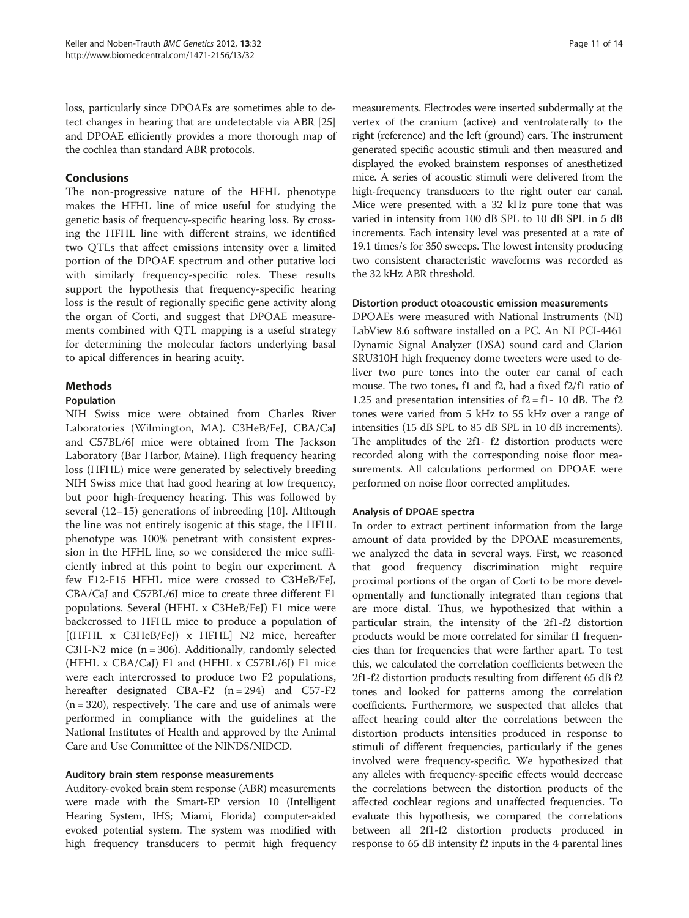loss, particularly since DPOAEs are sometimes able to detect changes in hearing that are undetectable via ABR [25] and DPOAE efficiently provides a more thorough map of the cochlea than standard ABR protocols.

## Conclusions

The non-progressive nature of the HFHL phenotype makes the HFHL line of mice useful for studying the genetic basis of frequency-specific hearing loss. By crossing the HFHL line with different strains, we identified two QTLs that affect emissions intensity over a limited portion of the DPOAE spectrum and other putative loci with similarly frequency-specific roles. These results support the hypothesis that frequency-specific hearing loss is the result of regionally specific gene activity along the organ of Corti, and suggest that DPOAE measurements combined with QTL mapping is a useful strategy for determining the molecular factors underlying basal to apical differences in hearing acuity.

## Methods

### Population

NIH Swiss mice were obtained from Charles River Laboratories (Wilmington, MA). C3HeB/FeJ, CBA/CaJ and C57BL/6J mice were obtained from The Jackson Laboratory (Bar Harbor, Maine). High frequency hearing loss (HFHL) mice were generated by selectively breeding NIH Swiss mice that had good hearing at low frequency, but poor high-frequency hearing. This was followed by several (12–15) generations of inbreeding [10]. Although the line was not entirely isogenic at this stage, the HFHL phenotype was 100% penetrant with consistent expression in the HFHL line, so we considered the mice sufficiently inbred at this point to begin our experiment. A few F12-F15 HFHL mice were crossed to C3HeB/FeJ, CBA/CaJ and C57BL/6J mice to create three different F1 populations. Several (HFHL x C3HeB/FeJ) F1 mice were backcrossed to HFHL mice to produce a population of [(HFHL x C3HeB/FeJ) x HFHL] N2 mice, hereafter C3H-N2 mice (n = 306). Additionally, randomly selected (HFHL x CBA/CaJ) F1 and (HFHL x C57BL/6J) F1 mice were each intercrossed to produce two F2 populations, hereafter designated CBA-F2 (n = 294) and C57-F2 (n = 320), respectively. The care and use of animals were performed in compliance with the guidelines at the National Institutes of Health and approved by the Animal Care and Use Committee of the NINDS/NIDCD.

### Auditory brain stem response measurements

Auditory-evoked brain stem response (ABR) measurements were made with the Smart-EP version 10 (Intelligent Hearing System, IHS; Miami, Florida) computer-aided evoked potential system. The system was modified with high frequency transducers to permit high frequency measurements. Electrodes were inserted subdermally at the vertex of the cranium (active) and ventrolaterally to the right (reference) and the left (ground) ears. The instrument generated specific acoustic stimuli and then measured and displayed the evoked brainstem responses of anesthetized mice. A series of acoustic stimuli were delivered from the high-frequency transducers to the right outer ear canal. Mice were presented with a 32 kHz pure tone that was varied in intensity from 100 dB SPL to 10 dB SPL in 5 dB increments. Each intensity level was presented at a rate of 19.1 times/s for 350 sweeps. The lowest intensity producing two consistent characteristic waveforms was recorded as the 32 kHz ABR threshold.

### Distortion product otoacoustic emission measurements

DPOAEs were measured with National Instruments (NI) LabView 8.6 software installed on a PC. An NI PCI-4461 Dynamic Signal Analyzer (DSA) sound card and Clarion SRU310H high frequency dome tweeters were used to deliver two pure tones into the outer ear canal of each mouse. The two tones, f1 and f2, had a fixed f2/f1 ratio of 1.25 and presentation intensities of f2 = f1- 10 dB. The f2 tones were varied from 5 kHz to 55 kHz over a range of intensities (15 dB SPL to 85 dB SPL in 10 dB increments). The amplitudes of the 2f1- f2 distortion products were recorded along with the corresponding noise floor measurements. All calculations performed on DPOAE were performed on noise floor corrected amplitudes.

### Analysis of DPOAE spectra

In order to extract pertinent information from the large amount of data provided by the DPOAE measurements, we analyzed the data in several ways. First, we reasoned that good frequency discrimination might require proximal portions of the organ of Corti to be more developmentally and functionally integrated than regions that are more distal. Thus, we hypothesized that within a particular strain, the intensity of the 2f1-f2 distortion products would be more correlated for similar f1 frequencies than for frequencies that were farther apart. To test this, we calculated the correlation coefficients between the 2f1-f2 distortion products resulting from different 65 dB f2 tones and looked for patterns among the correlation coefficients. Furthermore, we suspected that alleles that affect hearing could alter the correlations between the distortion products intensities produced in response to stimuli of different frequencies, particularly if the genes involved were frequency-specific. We hypothesized that any alleles with frequency-specific effects would decrease the correlations between the distortion products of the affected cochlear regions and unaffected frequencies. To evaluate this hypothesis, we compared the correlations between all 2f1-f2 distortion products produced in response to 65 dB intensity f2 inputs in the 4 parental lines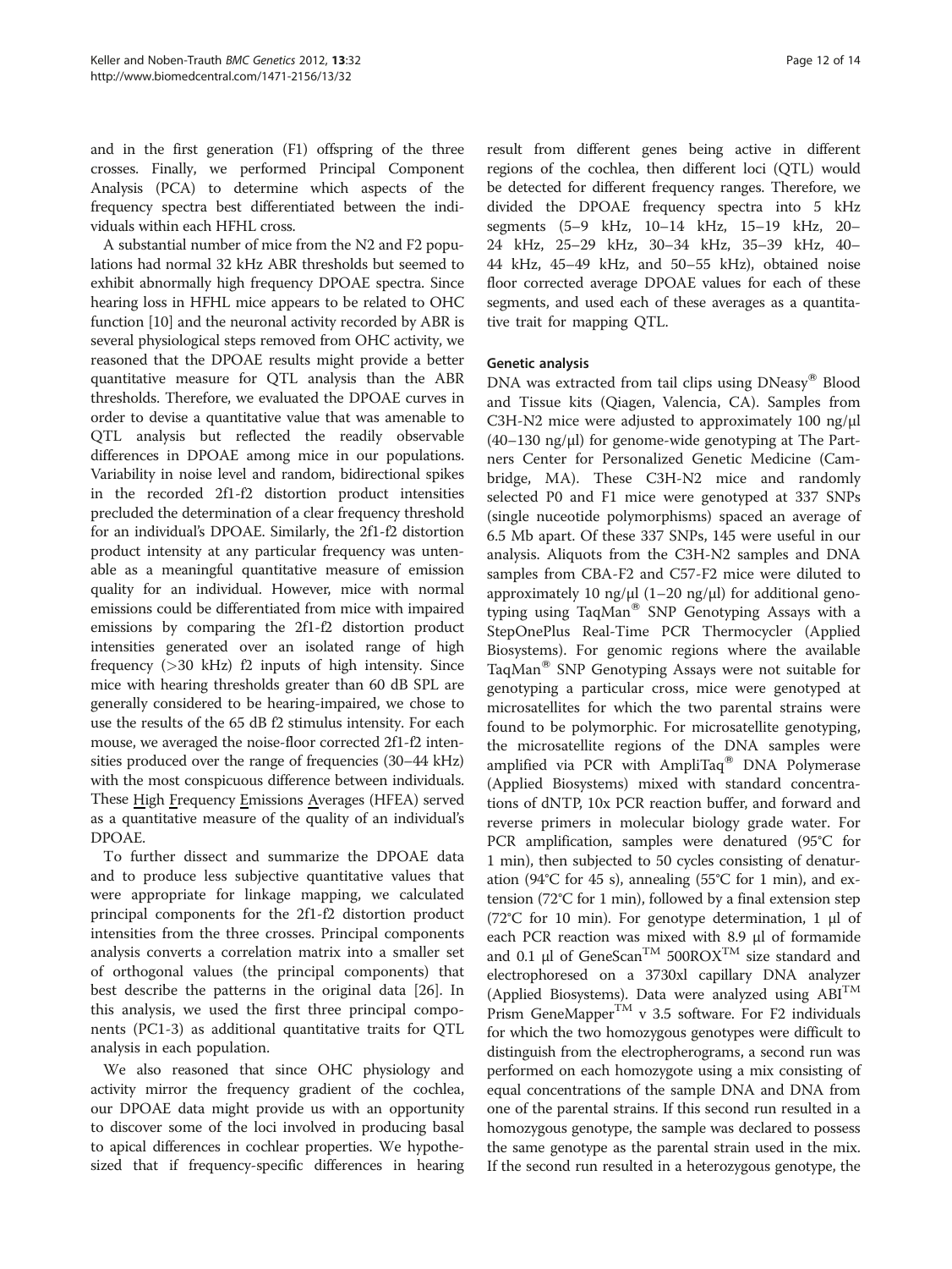and in the first generation (F1) offspring of the three crosses. Finally, we performed Principal Component Analysis (PCA) to determine which aspects of the frequency spectra best differentiated between the individuals within each HFHL cross.

A substantial number of mice from the N2 and F2 populations had normal 32 kHz ABR thresholds but seemed to exhibit abnormally high frequency DPOAE spectra. Since hearing loss in HFHL mice appears to be related to OHC function [10] and the neuronal activity recorded by ABR is several physiological steps removed from OHC activity, we reasoned that the DPOAE results might provide a better quantitative measure for QTL analysis than the ABR thresholds. Therefore, we evaluated the DPOAE curves in order to devise a quantitative value that was amenable to QTL analysis but reflected the readily observable differences in DPOAE among mice in our populations. Variability in noise level and random, bidirectional spikes in the recorded 2f1-f2 distortion product intensities precluded the determination of a clear frequency threshold for an individual's DPOAE. Similarly, the 2f1-f2 distortion product intensity at any particular frequency was untenable as a meaningful quantitative measure of emission quality for an individual. However, mice with normal emissions could be differentiated from mice with impaired emissions by comparing the 2f1-f2 distortion product intensities generated over an isolated range of high frequency (>30 kHz) f2 inputs of high intensity. Since mice with hearing thresholds greater than 60 dB SPL are generally considered to be hearing-impaired, we chose to use the results of the 65 dB f2 stimulus intensity. For each mouse, we averaged the noise-floor corrected 2f1-f2 intensities produced over the range of frequencies (30–44 kHz) with the most conspicuous difference between individuals. These High Frequency Emissions Averages (HFEA) served as a quantitative measure of the quality of an individual's DPOAE.

To further dissect and summarize the DPOAE data and to produce less subjective quantitative values that were appropriate for linkage mapping, we calculated principal components for the 2f1-f2 distortion product intensities from the three crosses. Principal components analysis converts a correlation matrix into a smaller set of orthogonal values (the principal components) that best describe the patterns in the original data [26]. In this analysis, we used the first three principal components (PC1-3) as additional quantitative traits for QTL analysis in each population.

We also reasoned that since OHC physiology and activity mirror the frequency gradient of the cochlea, our DPOAE data might provide us with an opportunity to discover some of the loci involved in producing basal to apical differences in cochlear properties. We hypothesized that if frequency-specific differences in hearing result from different genes being active in different regions of the cochlea, then different loci (QTL) would be detected for different frequency ranges. Therefore, we divided the DPOAE frequency spectra into 5 kHz segments (5–9 kHz, 10–14 kHz, 15–19 kHz, 20–24 kHz, 25–29 kHz, 30–34 kHz, 35–39 kHz, 40–44 kHz, 45–49 kHz, and 50–55 kHz), obtained noise floor corrected average DPOAE values for each of these segments, and used each of these averages as a quantitative trait for mapping QTL.

#### Genetic analysis

DNA was extracted from tail clips using DNeasy® Blood and Tissue kits (Qiagen, Valencia, CA). Samples from C3H-N2 mice were adjusted to approximately 100 ng/µl (40–130 ng/µl) for genome-wide genotyping at The Partners Center for Personalized Genetic Medicine (Cambridge, MA). These C3H-N2 mice and randomly selected P0 and F1 mice were genotyped at 337 SNPs (single nuceotide polymorphisms) spaced an average of 6.5 Mb apart. Of these 337 SNPs, 145 were useful in our analysis. Aliquots from the C3H-N2 samples and DNA samples from CBA-F2 and C57-F2 mice were diluted to approximately 10 ng/µl (1–20 ng/µl) for additional genotyping using TaqMan® SNP Genotyping Assays with a StepOnePlus Real-Time PCR Thermocycler (Applied Biosystems). For genomic regions where the available TaqMan® SNP Genotyping Assays were not suitable for genotyping a particular cross, mice were genotyped at microsatellites for which the two parental strains were found to be polymorphic. For microsatellite genotyping, the microsatellite regions of the DNA samples were amplified via PCR with AmpliTaq® DNA Polymerase (Applied Biosystems) mixed with standard concentrations of dNTP, 10x PCR reaction buffer, and forward and reverse primers in molecular biology grade water. For PCR amplification, samples were denatured (95°C for 1 min), then subjected to 50 cycles consisting of denaturation (94°C for 45 s), annealing (55°C for 1 min), and extension (72°C for 1 min), followed by a final extension step (72°C for 10 min). For genotype determination, 1 µl of each PCR reaction was mixed with 8.9 µl of formamide and 0.1 µl of GeneScan™ 500ROX™ size standard and electrophoresed on a 3730xl capillary DNA analyzer (Applied Biosystems). Data were analyzed using ABI™ Prism GeneMapper™ v 3.5 software. For F2 individuals for which the two homozygous genotypes were difficult to distinguish from the electropherograms, a second run was performed on each homozygote using a mix consisting of equal concentrations of the sample DNA and DNA from one of the parental strains. If this second run resulted in a homozygous genotype, the sample was declared to possess the same genotype as the parental strain used in the mix. If the second run resulted in a heterozygous genotype, the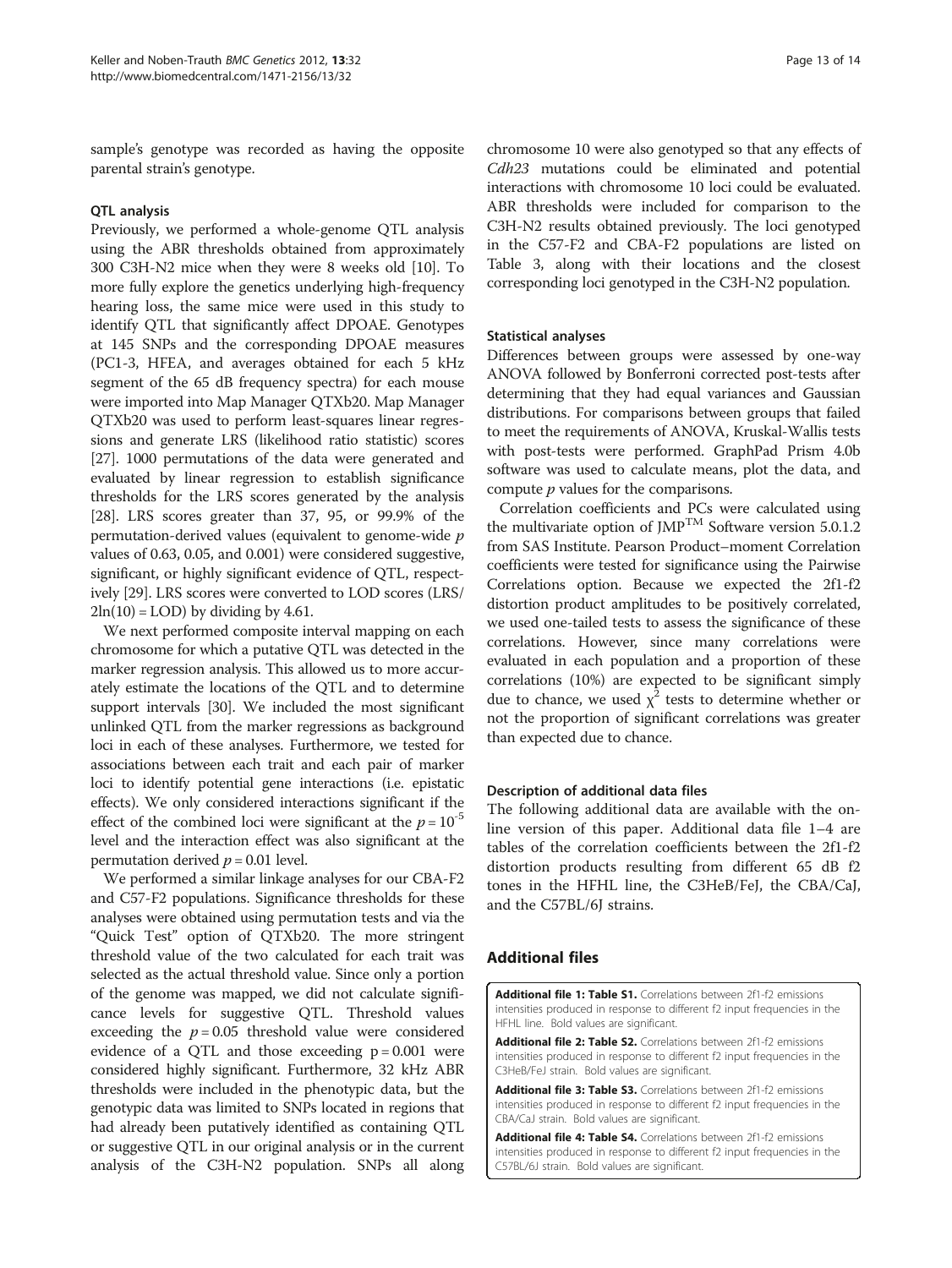sample's genotype was recorded as having the opposite parental strain's genotype.

### QTL analysis

Previously, we performed a whole-genome QTL analysis using the ABR thresholds obtained from approximately 300 C3H-N2 mice when they were 8 weeks old [10]. To more fully explore the genetics underlying high-frequency hearing loss, the same mice were used in this study to identify QTL that significantly affect DPOAE. Genotypes at 145 SNPs and the corresponding DPOAE measures (PC1-3, HFEA, and averages obtained for each 5 kHz segment of the 65 dB frequency spectra) for each mouse were imported into Map Manager QTXb20. Map Manager QTXb20 was used to perform least-squares linear regressions and generate LRS (likelihood ratio statistic) scores [27]. 1000 permutations of the data were generated and evaluated by linear regression to establish significance thresholds for the LRS scores generated by the analysis [28]. LRS scores greater than 37, 95, or 99.9% of the permutation-derived values (equivalent to genome-wide $p$ values of 0.63, 0.05, and 0.001) were considered suggestive, significant, or highly significant evidence of QTL, respectively [29]. LRS scores were converted to LOD scores (LRS/ $2\ln(10)$ = LOD) by dividing by 4.61.

We next performed composite interval mapping on each chromosome for which a putative QTL was detected in the marker regression analysis. This allowed us to more accurately estimate the locations of the QTL and to determine support intervals [30]. We included the most significant unlinked QTL from the marker regressions as background loci in each of these analyses. Furthermore, we tested for associations between each trait and each pair of marker loci to identify potential gene interactions (i.e. epistatic effects). We only considered interactions significant if the effect of the combined loci were significant at the $p = 10^{-5}$ level and the interaction effect was also significant at the permutation derived $p = 0.01$ level.

We performed a similar linkage analyses for our CBA-F2 and C57-F2 populations. Significance thresholds for these analyses were obtained using permutation tests and via the "Quick Test" option of QTXb20. The more stringent threshold value of the two calculated for each trait was selected as the actual threshold value. Since only a portion of the genome was mapped, we did not calculate significance levels for suggestive QTL. Threshold values exceeding the $p = 0.05$ threshold value were considered evidence of a QTL and those exceeding $p = 0.001$ were considered highly significant. Furthermore, 32 kHz ABR thresholds were included in the phenotypic data, but the genotypic data was limited to SNPs located in regions that had already been putatively identified as containing QTL or suggestive QTL in our original analysis or in the current analysis of the C3H-N2 population. SNPs all along chromosome 10 were also genotyped so that any effects of *Cdh23* mutations could be eliminated and potential interactions with chromosome 10 loci could be evaluated. ABR thresholds were included for comparison to the C3H-N2 results obtained previously. The loci genotyped in the C57-F2 and CBA-F2 populations are listed on Table 3, along with their locations and the closest corresponding loci genotyped in the C3H-N2 population.

### Statistical analyses

Differences between groups were assessed by one-way ANOVA followed by Bonferroni corrected post-tests after determining that they had equal variances and Gaussian distributions. For comparisons between groups that failed to meet the requirements of ANOVA, Kruskal-Wallis tests with post-tests were performed. GraphPad Prism 4.0b software was used to calculate means, plot the data, and compute $p$ values for the comparisons.

Correlation coefficients and PCs were calculated using the multivariate option of JMP™ Software version 5.0.1.2 from SAS Institute. Pearson Product–moment Correlation coefficients were tested for significance using the Pairwise Correlations option. Because we expected the 2f1-f2 distortion product amplitudes to be positively correlated, we used one-tailed tests to assess the significance of these correlations. However, since many correlations were evaluated in each population and a proportion of these correlations (10%) are expected to be significant simply due to chance, we used $\chi^2$ tests to determine whether or not the proportion of significant correlations was greater than expected due to chance.

### Description of additional data files

The following additional data are available with the online version of this paper. Additional data file 1–4 are tables of the correlation coefficients between the 2f1-f2 distortion products resulting from different 65 dB f2 tones in the HFHL line, the C3HeB/FeJ, the CBA/CaJ, and the C57BL/6J strains.

## Additional files

**Additional file 1: Table S1.** Correlations between 2f1-f2 emissions intensities produced in response to different f2 input frequencies in the HFHL line. Bold values are significant.

**Additional file 2: Table S2.** Correlations between 2f1-f2 emissions intensities produced in response to different f2 input frequencies in the C3HeB/FeJ strain. Bold values are significant.

**Additional file 3: Table S3.** Correlations between 2f1-f2 emissions intensities produced in response to different f2 input frequencies in the CBA/CaJ strain. Bold values are significant.

**Additional file 4: Table S4.** Correlations between 2f1-f2 emissions intensities produced in response to different f2 input frequencies in the C57BL/6J strain. Bold values are significant.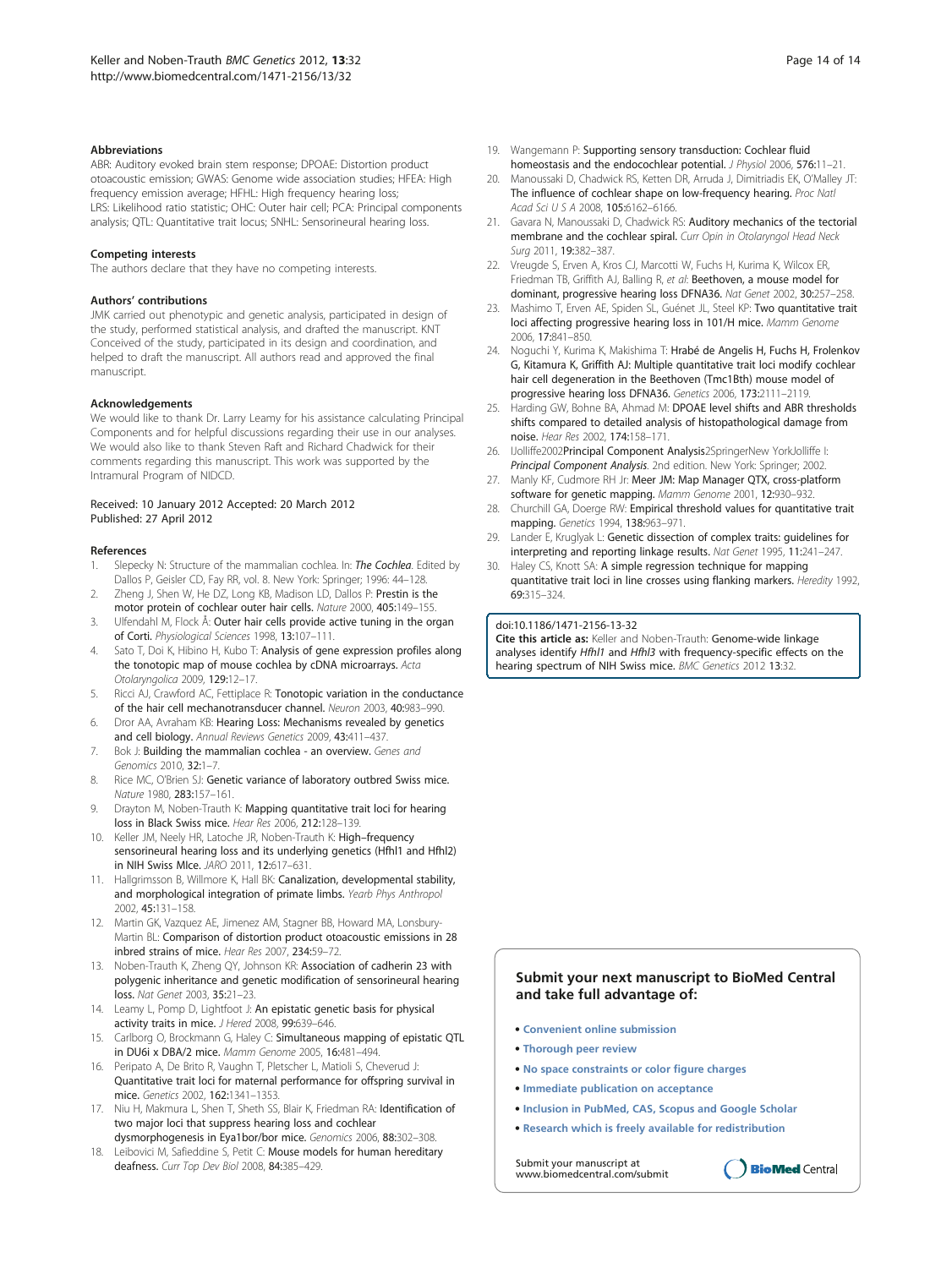### Abbreviations

ABR: Auditory evoked brain stem response; DPOAE: Distortion product otoacoustic emission; GWAS: Genome wide association studies; HFEA: High frequency emission average; HFHL: High frequency hearing loss; LRS: Likelihood ratio statistic; OHC: Outer hair cell; PCA: Principal components analysis; QTL: Quantitative trait locus; SNHL: Sensorineural hearing loss.

### Competing interests

The authors declare that they have no competing interests.

### Authors' contributions

JMK carried out phenotypic and genetic analysis, participated in design of the study, performed statistical analysis, and drafted the manuscript. KNT Conceived of the study, participated in its design and coordination, and helped to draft the manuscript. All authors read and approved the final manuscript.

### Acknowledgements

We would like to thank Dr. Larry Leamy for his assistance calculating Principal Components and for helpful discussions regarding their use in our analyses. We would also like to thank Steven Raft and Richard Chadwick for their comments regarding this manuscript. This work was supported by the Intramural Program of NIDCD.

Received: 10 January 2012 Accepted: 20 March 2012
Published: 27 April 2012

### References

1. Slepecky N: **Structure of the mammalian cochlea.** In: ***The Cochlea***. Edited by Dallos P, Geisler CD, Fay RR, vol. 8. New York: Springer; 1996: 44–128.
2. Zheng J, Shen W, He DZ, Long KB, Madison LD, Dallos P: **Prestin is the motor protein of cochlear outer hair cells.** *Nature* 2000, **405:**149–155.
3. Ulfendahl M, Flock Å: **Outer hair cells provide active tuning in the organ of Corti.** *Physiological Sciences* 1998, **13:**107–111.
4. Sato T, Doi K, Hibino H, Kubo T: **Analysis of gene expression profiles along the tonotopic map of mouse cochlea by cDNA microarrays.** *Acta Otolaryngolica* 2009, **129:**12–17.
5. Ricci AJ, Crawford AC, Fettiplace R: **Tonotopic variation in the conductance of the hair cell mechanotransducer channel.** *Neuron* 2003, **40:**983–990.
6. Dror AA, Avraham KB: **Hearing Loss: Mechanisms revealed by genetics and cell biology.** *Annual Reviews Genetics* 2009, **43:**411–437.
7. Bok J: **Building the mammalian cochlea - an overview.** *Genes and Genomics* 2010, **32:**1–7.
8. Rice MC, O'Brien SJ: **Genetic variance of laboratory outbred Swiss mice.** *Nature* 1980, **283:**157–161.
9. Drayton M, Noben-Trauth K: **Mapping quantitative trait loci for hearing loss in Black Swiss mice.** *Hear Res* 2006, **212:**128–139.
10. Keller JM, Neely HR, Latoche JR, Noben-Trauth K: **High–frequency sensorineural hearing loss and its underlying genetics (Hfhl1 and Hfhl2) in NIH Swiss MIce.** *JARO* 2011, **12:**617–631.
11. Hallgrimsson B, Willmore K, Hall BK: **Canalization, developmental stability, and morphological integration of primate limbs.** *Yearb Phys Anthropol* 2002, **45:**131–158.
12. Martin GK, Vazquez AE, Jimenez AM, Stagner BB, Howard MA, Lonsbury-Martin BL: **Comparison of distortion product otoacoustic emissions in 28 inbred strains of mice.** *Hear Res* 2007, **234:**59–72.
13. Noben-Trauth K, Zheng QY, Johnson KR: **Association of cadherin 23 with polygenic inheritance and genetic modification of sensorineural hearing loss.** *Nat Genet* 2003, **35:**21–23.
14. Leamy L, Pomp D, Lightfoot J: **An epistatic genetic basis for physical activity traits in mice.** *J Hered* 2008, **99:**639–646.
15. Carlborg O, Brockmann G, Haley C: **Simultaneous mapping of epistatic QTL in DU6i x DBA/2 mice.** *Mamm Genome* 2005, **16:**481–494.
16. Peripato A, De Brito R, Vaughn T, Pletscher L, Matioli S, Cheverud J: **Quantitative trait loci for maternal performance for offspring survival in mice.** *Genetics* 2002, **162:**1341–1353.
17. Niu H, Makmura L, Shen T, Sheth SS, Blair K, Friedman RA: **Identification of two major loci that suppress hearing loss and cochlear dysmorphogenesis in Eya1bor/bor mice.** *Genomics* 2006, **88:**302–308.
18. Leibovici M, Safieddine S, Petit C: **Mouse models for human hereditary deafness.** *Curr Top Dev Biol* 2008, **84:**385–429.
19. Wangemann P: **Supporting sensory transduction: Cochlear fluid homeostasis and the endocochlear potential.** *J Physiol* 2006, **576:**11–21.
20. Manoussaki D, Chadwick RS, Ketten DR, Arruda J, Dimitriadis EK, O'Malley JT: **The influence of cochlear shape on low-frequency hearing.** *Proc Natl Acad Sci U S A* 2008, **105:**6162–6166.
21. Gavara N, Manoussaki D, Chadwick RS: **Auditory mechanics of the tectorial membrane and the cochlear spiral.** *Curr Opin in Otolaryngol Head Neck Surg* 2011, **19:**382–387.
22. Vreugde S, Erven A, Kros CJ, Marcotti W, Fuchs H, Kurima K, Wilcox ER, Friedman TB, Griffith AJ, Balling R, *et al*: **Beethoven, a mouse model for dominant, progressive hearing loss DFNA36.** *Nat Genet* 2002, **30:**257–258.
23. Mashimo T, Erven AE, Spiden SL, Guénet JL, Steel KP: **Two quantitative trait loci affecting progressive hearing loss in 101/H mice.** *Mamm Genome* 2006, **17:**841–850.
24. Noguchi Y, Kurima K, Makishima T: Hrabé de Angelis H, Fuchs H, Frolenkov G, Kitamura K, Griffith AJ: **Multiple quantitative trait loci modify cochlear hair cell degeneration in the Beethoven (Tmc1Bth) mouse model of progressive hearing loss DFNA36.** *Genetics* 2006, **173:**2111–2119.
25. Harding GW, Bohne BA, Ahmad M: **DPOAE level shifts and ABR thresholds shifts compared to detailed analysis of histopathological damage from noise.** *Hear Res* 2002, **174:**158–171.
26. IJolliffe2002**Principal Component Analysis**2SpringerNew YorkJolliffe I: ***Principal Component Analysis***. 2nd edition. New York: Springer; 2002.
27. Manly KF, Cudmore RH Jr: **Meer JM: Map Manager QTX, cross-platform software for genetic mapping.** *Mamm Genome* 2001, **12:**930–932.
28. Churchill GA, Doerge RW: **Empirical threshold values for quantitative trait mapping.** *Genetics* 1994, **138:**963–971.
29. Lander E, Kruglyak L: **Genetic dissection of complex traits: guidelines for interpreting and reporting linkage results.** *Nat Genet* 1995, **11:**241–247.
30. Haley CS, Knott SA: **A simple regression technique for mapping quantitative trait loci in line crosses using flanking markers.** *Heredity* 1992, **69:**315–324.

doi:10.1186/1471-2156-13-32
**Cite this article as:** Keller and Noben-Trauth: Genome-wide linkage analyses identify *Hfhl1* and *Hfhl3* with frequency-specific effects on the hearing spectrum of NIH Swiss mice. *BMC Genetics* 2012 **13**:32.

**Submit your next manuscript to BioMed Central and take full advantage of:**

- **Convenient online submission**
- **Thorough peer review**
- **No space constraints or color figure charges**
- **Immediate publication on acceptance**
- **Inclusion in PubMed, CAS, Scopus and Google Scholar**
- **Research which is freely available for redistribution**

Submit your manuscript at
www.biomedcentral.com/submit

BioMed Central